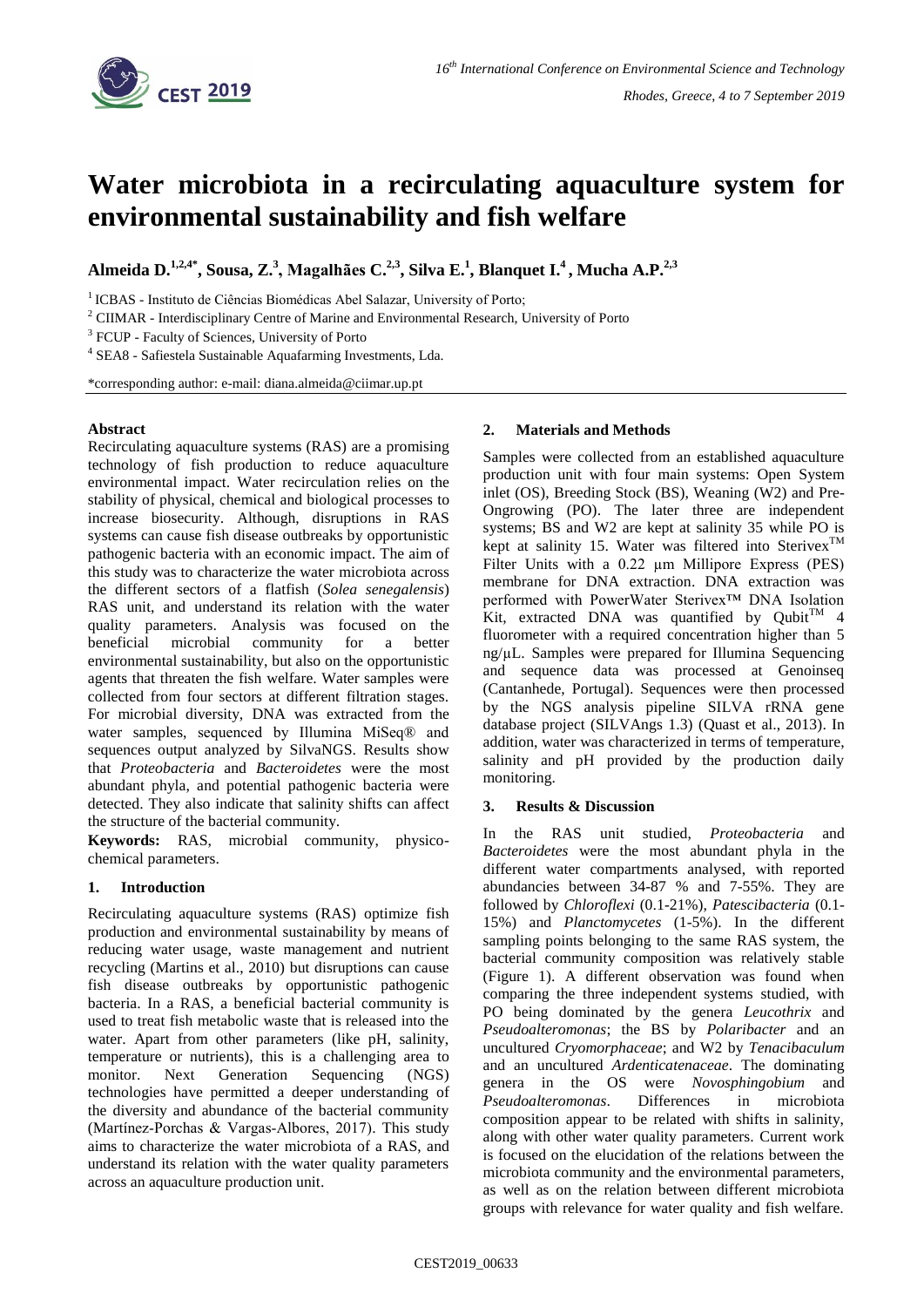# Water microbiota in a recirculating aquaculture system for environmental sustainability and fish welfare

**Almeida D.[1,2,4*], Sousa, Z.[3], Magalhães C.[2,3], Silva E.[1], Blanquet I.[4], Mucha A.P.[2,3]**

[1] ICBAS - Instituto de Ciências Biomédicas Abel Salazar, University of Porto;

[2] CIIMAR - Interdisciplinary Centre of Marine and Environmental Research, University of Porto

[3] FCUP - Faculty of Sciences, University of Porto

[4] SEA8 - Safiestela Sustainable Aquafarming Investments, Lda.

*corresponding author: e-mail: diana.almeida@ciimar.up.pt

**Abstract**

Recirculating aquaculture systems (RAS) are a promising technology of fish production to reduce aquaculture environmental impact. Water recirculation relies on the stability of physical, chemical and biological processes to increase biosecurity. Although, disruptions in RAS systems can cause fish disease outbreaks by opportunistic pathogenic bacteria with an economic impact. The aim of this study was to characterize the water microbiota across the different sectors of a flatfish (*Solea senegalensis*) RAS unit, and understand its relation with the water quality parameters. Analysis was focused on the beneficial microbial community for a better environmental sustainability, but also on the opportunistic agents that threaten the fish welfare. Water samples were collected from four sectors at different filtration stages. For microbial diversity, DNA was extracted from the water samples, sequenced by Illumina MiSeq® and sequences output analyzed by SilvaNGS. Results show that *Proteobacteria* and *Bacteroidetes* were the most abundant phyla, and potential pathogenic bacteria were detected. They also indicate that salinity shifts can affect the structure of the bacterial community.

**Keywords:** RAS, microbial community, physico-chemical parameters.

## 1. Introduction

Recirculating aquaculture systems (RAS) optimize fish production and environmental sustainability by means of reducing water usage, waste management and nutrient recycling (Martins et al., 2010) but disruptions can cause fish disease outbreaks by opportunistic pathogenic bacteria. In a RAS, a beneficial bacterial community is used to treat fish metabolic waste that is released into the water. Apart from other parameters (like pH, salinity, temperature or nutrients), this is a challenging area to monitor. Next Generation Sequencing (NGS) technologies have permitted a deeper understanding of the diversity and abundance of the bacterial community (Martínez-Porchas & Vargas-Albores, 2017). This study aims to characterize the water microbiota of a RAS, and understand its relation with the water quality parameters across an aquaculture production unit.

## 2. Materials and Methods

Samples were collected from an established aquaculture production unit with four main systems: Open System inlet (OS), Breeding Stock (BS), Weaning (W2) and Pre-Ongrowing (PO). The later three are independent systems; BS and W2 are kept at salinity 35 while PO is kept at salinity 15. Water was filtered into Sterivex™ Filter Units with a 0.22 µm Millipore Express (PES) membrane for DNA extraction. DNA extraction was performed with PowerWater Sterivex™ DNA Isolation Kit, extracted DNA was quantified by Qubit™ 4 fluorometer with a required concentration higher than 5 ng/µL. Samples were prepared for Illumina Sequencing and sequence data was processed at Genoinseq (Cantanhede, Portugal). Sequences were then processed by the NGS analysis pipeline SILVA rRNA gene database project (SILVAngs 1.3) (Quast et al., 2013). In addition, water was characterized in terms of temperature, salinity and pH provided by the production daily monitoring.

## 3. Results & Discussion

In the RAS unit studied, *Proteobacteria* and *Bacteroidetes* were the most abundant phyla in the different water compartments analysed, with reported abundancies between 34-87 % and 7-55%. They are followed by *Chloroflexi* (0.1-21%), *Patescibacteria* (0.1-15%) and *Planctomycetes* (1-5%). In the different sampling points belonging to the same RAS system, the bacterial community composition was relatively stable (Figure 1). A different observation was found when comparing the three independent systems studied, with PO being dominated by the genera *Leucothrix* and *Pseudoalteromonas*; the BS by *Polaribacter* and an uncultured *Cryomorphaceae*; and W2 by *Tenacibaculum* and an uncultured *Ardenticatenaceae*. The dominating genera in the OS were *Novosphingobium* and *Pseudoalteromonas*. Differences in microbiota composition appear to be related with shifts in salinity, along with other water quality parameters. Current work is focused on the elucidation of the relations between the microbiota community and the environmental parameters, as well as on the relation between different microbiota groups with relevance for water quality and fish welfare.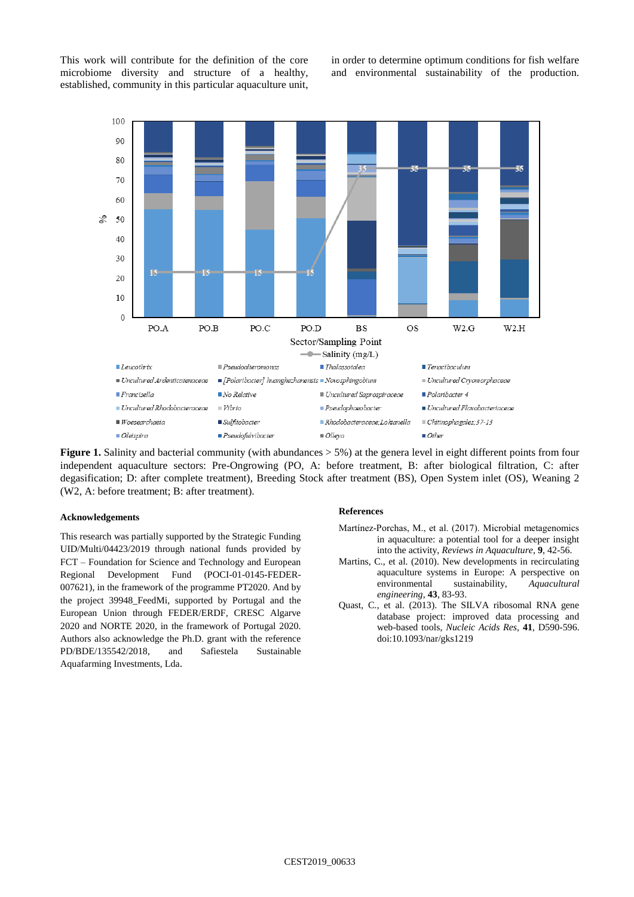This work will contribute for the definition of the core microbiome diversity and structure of a healthy, established, community in this particular aquaculture unit, in order to determine optimum conditions for fish welfare and environmental sustainability of the production.

100
90
80
70
60
50
40
30
20
10
0

%

15 15 15 15 35 35 35 35

PO.A PO.B PO.C PO.D BS OS W2.G W2.H

Sector/Sampling Point

Salinity (mg/L)

*Leucothrix*, *Pseudoalteromonas*, *Thalassotalea*, *Tenacibaculum*, *Uncultured Ardenticatenaceae*, *[Polaribacter] huanghezhanensis*, *Novosphingobium*, *Uncultured Cryomorphaceae*, *Francisella*, *No Relative*, *Uncultured Saprospiraceae*, *Polaribacter 4*, *Uncultured Rhodobacteraceae*, *Vibrio*, *Pseudophaeobacter*, *Uncultured Flavobacteriaceae*, *Woesearchaeia*, *Sulfitobacter*, *Rhodobacteraceae;Lokanella*, *Chitinophagales;37-13*, *Oleispira*, *Pseudofulvibacter*, *Olleya*, *Other*

**Figure 1.** Salinity and bacterial community (with abundances > 5%) at the genera level in eight different points from four independent aquaculture sectors: Pre-Ongrowing (PO, A: before treatment, B: after biological filtration, C: after degasification; D: after complete treatment), Breeding Stock after treatment (BS), Open System inlet (OS), Weaning 2 (W2, A: before treatment; B: after treatment).

## Acknowledgements

This research was partially supported by the Strategic Funding UID/Multi/04423/2019 through national funds provided by FCT – Foundation for Science and Technology and European Regional Development Fund (POCI-01-0145-FEDER-007621), in the framework of the programme PT2020. And by the project 39948_FeedMi, supported by Portugal and the European Union through FEDER/ERDF, CRESC Algarve 2020 and NORTE 2020, in the framework of Portugal 2020. Authors also acknowledge the Ph.D. grant with the reference PD/BDE/135542/2018, and Safiestela Sustainable Aquafarming Investments, Lda.

## References

Martínez-Porchas, M., et al. (2017). Microbial metagenomics in aquaculture: a potential tool for a deeper insight into the activity, *Reviews in Aquaculture*, **9**, 42-56.

Martins, C., et al. (2010). New developments in recirculating aquaculture systems in Europe: A perspective on environmental sustainability, *Aquacultural engineering*, **43**, 83-93.

Quast, C., et al. (2013). The SILVA ribosomal RNA gene database project: improved data processing and web-based tools, *Nucleic Acids Res*, **41**, D590-596. doi:10.1093/nar/gks1219